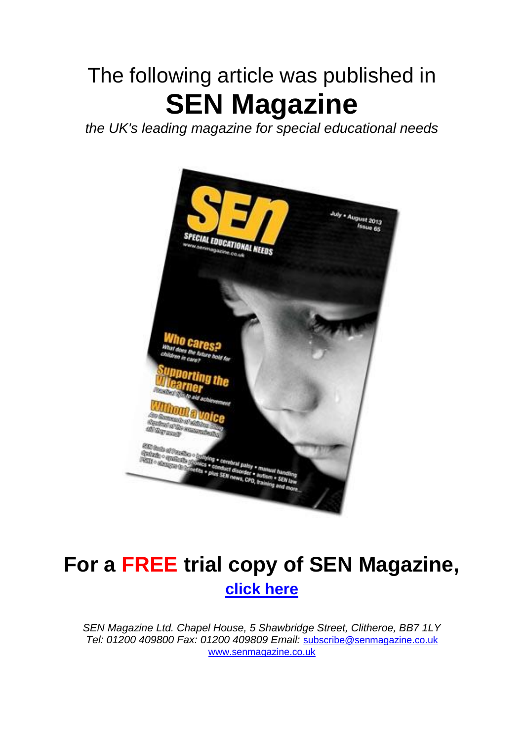The following article was published in

# SEN Magazine

*the UK's leading magazine for special educational needs*

## For a FREE trial copy of SEN Magazine, click here

*SEN Magazine Ltd. Chapel House, 5 Shawbridge Street, Clitheroe, BB7 1LY*
*Tel: 01200 409800 Fax: 01200 409809 Email:* subscribe@senmagazine.co.uk
www.senmagazine.co.uk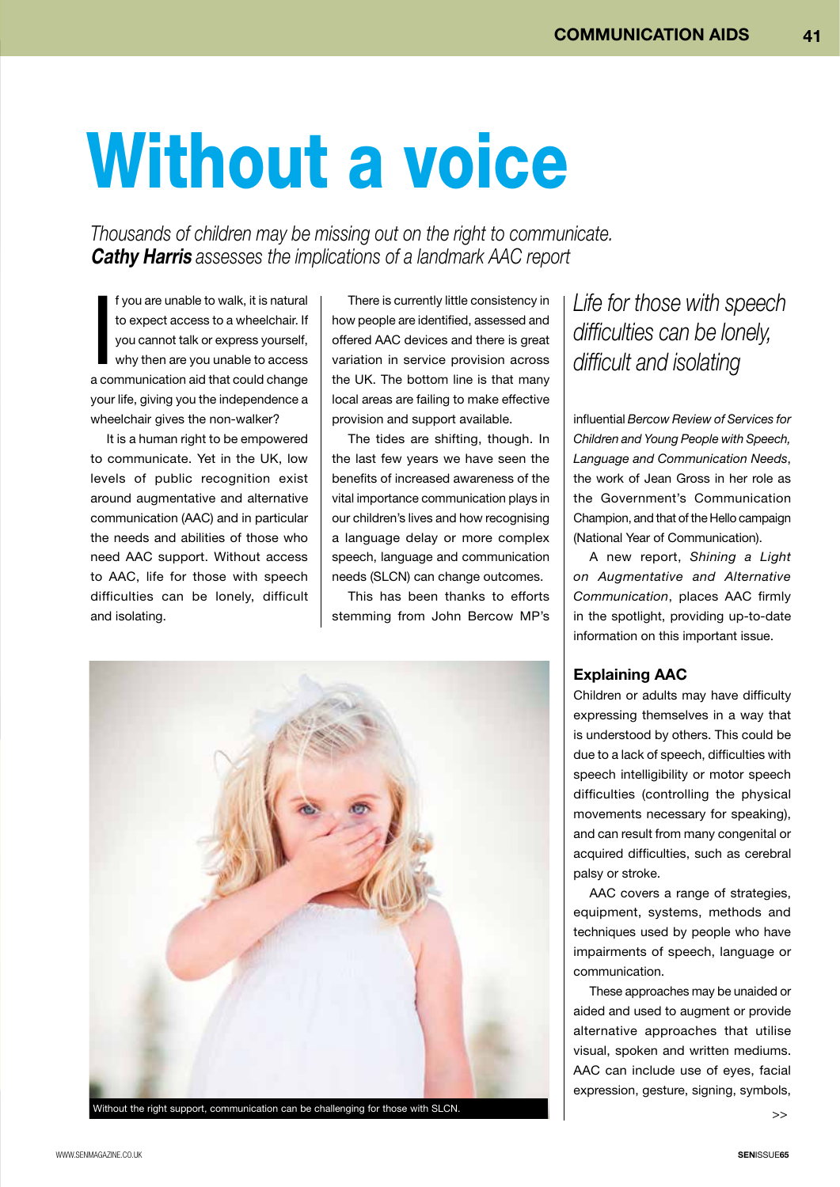# Without a voice

*Thousands of children may be missing out on the right to communicate. **Cathy Harris** assesses the implications of a landmark AAC report*

If you are unable to walk, it is natural to expect access to a wheelchair. If you cannot talk or express yourself, why then are you unable to access a communication aid that could change your life, giving you the independence a wheelchair gives the non-walker?

It is a human right to be empowered to communicate. Yet in the UK, low levels of public recognition exist around augmentative and alternative communication (AAC) and in particular the needs and abilities of those who need AAC support. Without access to AAC, life for those with speech difficulties can be lonely, difficult and isolating.

There is currently little consistency in how people are identified, assessed and offered AAC devices and there is great variation in service provision across the UK. The bottom line is that many local areas are failing to make effective provision and support available.

The tides are shifting, though. In the last few years we have seen the benefits of increased awareness of the vital importance communication plays in our children's lives and how recognising a language delay or more complex speech, language and communication needs (SLCN) can change outcomes.

This has been thanks to efforts stemming from John Bercow MP's influential *Bercow Review of Services for Children and Young People with Speech, Language and Communication Needs*, the work of Jean Gross in her role as the Government's Communication Champion, and that of the Hello campaign (National Year of Communication).

*Life for those with speech difficulties can be lonely, difficult and isolating*

A new report, *Shining a Light on Augmentative and Alternative Communication*, places AAC firmly in the spotlight, providing up-to-date information on this important issue.

Without the right support, communication can be challenging for those with SLCN.

## Explaining AAC

Children or adults may have difficulty expressing themselves in a way that is understood by others. This could be due to a lack of speech, difficulties with speech intelligibility or motor speech difficulties (controlling the physical movements necessary for speaking), and can result from many congenital or acquired difficulties, such as cerebral palsy or stroke.

AAC covers a range of strategies, equipment, systems, methods and techniques used by people who have impairments of speech, language or communication.

These approaches may be unaided or aided and used to augment or provide alternative approaches that utilise visual, spoken and written mediums. AAC can include use of eyes, facial expression, gesture, signing, symbols,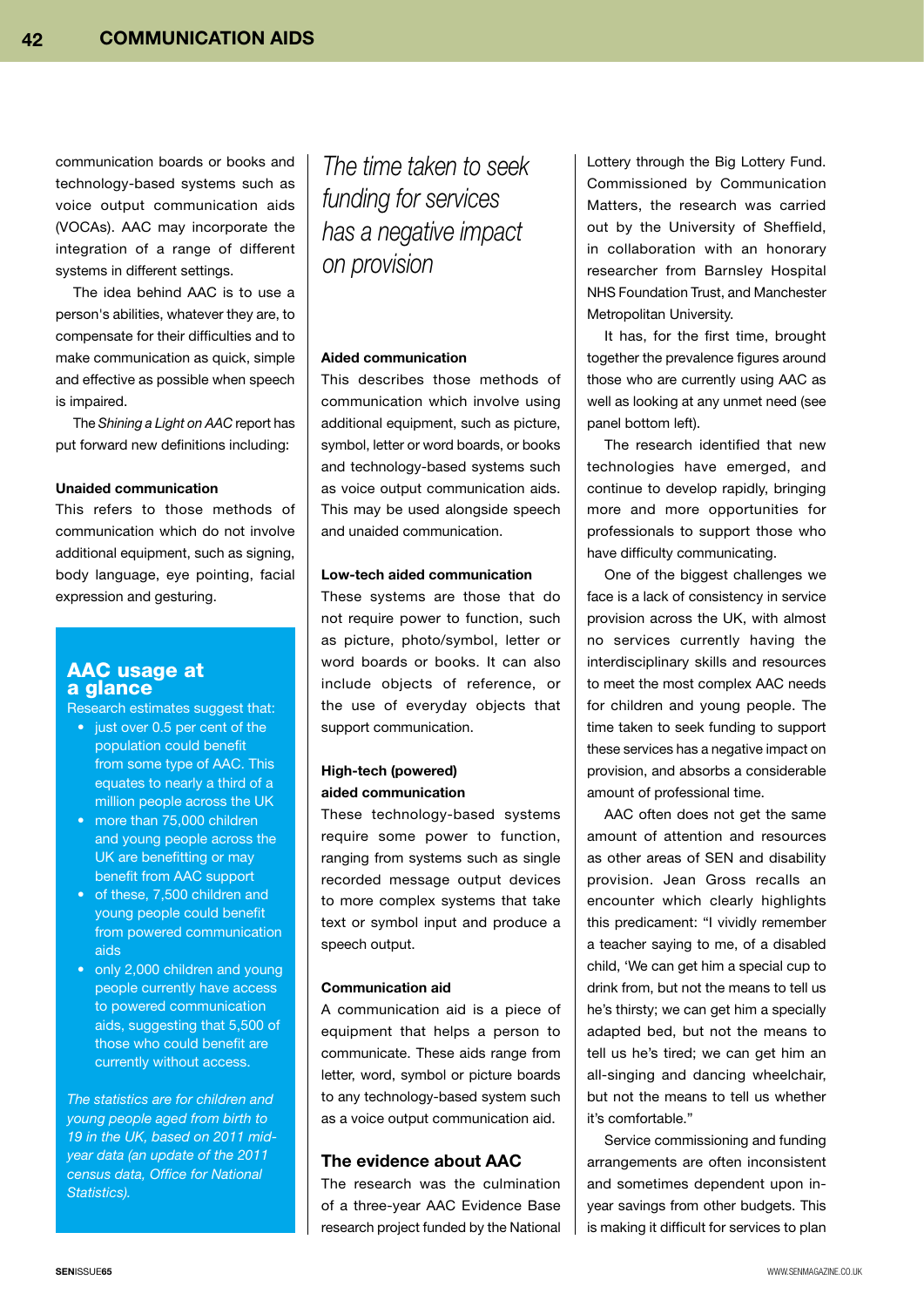communication boards or books and technology-based systems such as voice output communication aids (VOCAs). AAC may incorporate the integration of a range of different systems in different settings.

The idea behind AAC is to use a person's abilities, whatever they are, to compensate for their difficulties and to make communication as quick, simple and effective as possible when speech is impaired.

The *Shining a Light on AAC* report has put forward new definitions including:

**Unaided communication**
This refers to those methods of communication which do not involve additional equipment, such as signing, body language, eye pointing, facial expression and gesturing.

## AAC usage at a glance

Research estimates suggest that:

- just over 0.5 per cent of the population could benefit from some type of AAC. This equates to nearly a third of a million people across the UK
- more than 75,000 children and young people across the UK are benefitting or may benefit from AAC support
- of these, 7,500 children and young people could benefit from powered communication aids
- only 2,000 children and young people currently have access to powered communication aids, suggesting that 5,500 of those who could benefit are currently without access.

*The statistics are for children and young people aged from birth to 19 in the UK, based on 2011 mid-year data (an update of the 2011 census data, Office for National Statistics).*

*The time taken to seek funding for services has a negative impact on provision*

**Aided communication**
This describes those methods of communication which involve using additional equipment, such as picture, symbol, letter or word boards, or books and technology-based systems such as voice output communication aids. This may be used alongside speech and unaided communication.

**Low-tech aided communication**
These systems are those that do not require power to function, such as picture, photo/symbol, letter or word boards or books. It can also include objects of reference, or the use of everyday objects that support communication.

**High-tech (powered) aided communication**
These technology-based systems require some power to function, ranging from systems such as single recorded message output devices to more complex systems that take text or symbol input and produce a speech output.

**Communication aid**
A communication aid is a piece of equipment that helps a person to communicate. These aids range from letter, word, symbol or picture boards to any technology-based system such as a voice output communication aid.

## The evidence about AAC

The research was the culmination of a three-year AAC Evidence Base research project funded by the National Lottery through the Big Lottery Fund. Commissioned by Communication Matters, the research was carried out by the University of Sheffield, in collaboration with an honorary researcher from Barnsley Hospital NHS Foundation Trust, and Manchester Metropolitan University.

It has, for the first time, brought together the prevalence figures around those who are currently using AAC as well as looking at any unmet need (see panel bottom left).

The research identified that new technologies have emerged, and continue to develop rapidly, bringing more and more opportunities for professionals to support those who have difficulty communicating.

One of the biggest challenges we face is a lack of consistency in service provision across the UK, with almost no services currently having the interdisciplinary skills and resources to meet the most complex AAC needs for children and young people. The time taken to seek funding to support these services has a negative impact on provision, and absorbs a considerable amount of professional time.

AAC often does not get the same amount of attention and resources as other areas of SEN and disability provision. Jean Gross recalls an encounter which clearly highlights this predicament: "I vividly remember a teacher saying to me, of a disabled child, 'We can get him a special cup to drink from, but not the means to tell us he's thirsty; we can get him a specially adapted bed, but not the means to tell us he's tired; we can get him an all-singing and dancing wheelchair, but not the means to tell us whether it's comfortable."

Service commissioning and funding arrangements are often inconsistent and sometimes dependent upon in-year savings from other budgets. This is making it difficult for services to plan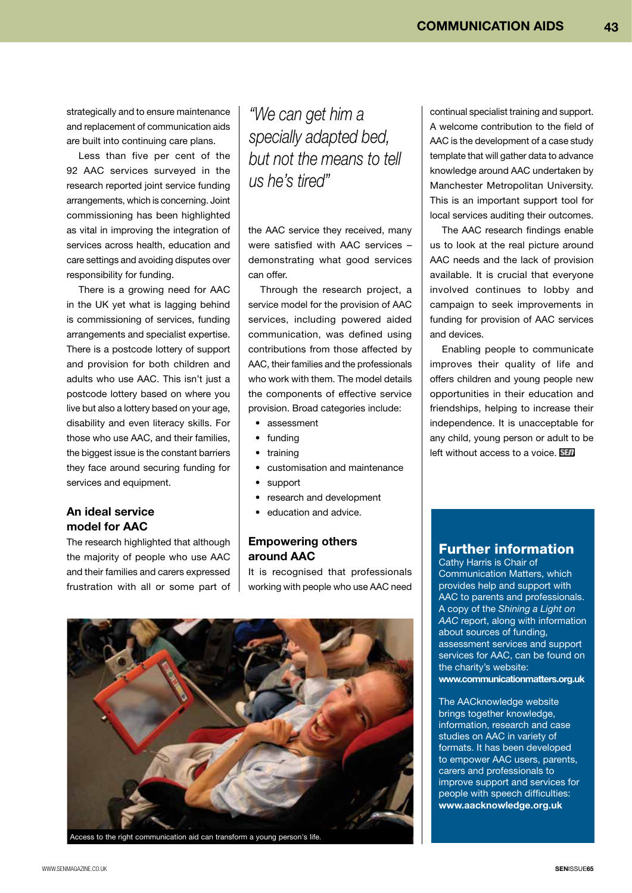strategically and to ensure maintenance and replacement of communication aids are built into continuing care plans.

Less than five per cent of the 92 AAC services surveyed in the research reported joint service funding arrangements, which is concerning. Joint commissioning has been highlighted as vital in improving the integration of services across health, education and care settings and avoiding disputes over responsibility for funding.

There is a growing need for AAC in the UK yet what is lagging behind is commissioning of services, funding arrangements and specialist expertise. There is a postcode lottery of support and provision for both children and adults who use AAC. This isn't just a postcode lottery based on where you live but also a lottery based on your age, disability and even literacy skills. For those who use AAC, and their families, the biggest issue is the constant barriers they face around securing funding for services and equipment.

### An ideal service model for AAC

The research highlighted that although the majority of people who use AAC and their families and carers expressed frustration with all or some part of the AAC service they received, many were satisfied with AAC services – demonstrating what good services can offer.

*"We can get him a specially adapted bed, but not the means to tell us he's tired"*

Through the research project, a service model for the provision of AAC services, including powered aided communication, was defined using contributions from those affected by AAC, their families and the professionals who work with them. The model details the components of effective service provision. Broad categories include:

- assessment
- funding
- training
- customisation and maintenance
- support
- research and development
- education and advice.

### Empowering others around AAC

It is recognised that professionals working with people who use AAC need continual specialist training and support. A welcome contribution to the field of AAC is the development of a case study template that will gather data to advance knowledge around AAC undertaken by Manchester Metropolitan University. This is an important support tool for local services auditing their outcomes.

The AAC research findings enable us to look at the real picture around AAC needs and the lack of provision available. It is crucial that everyone involved continues to lobby and campaign to seek improvements in funding for provision of AAC services and devices.

Enabling people to communicate improves their quality of life and offers children and young people new opportunities in their education and friendships, helping to increase their independence. It is unacceptable for any child, young person or adult to be left without access to a voice.

Access to the right communication aid can transform a young person's life.

## Further information

Cathy Harris is Chair of Communication Matters, which provides help and support with AAC to parents and professionals. A copy of the *Shining a Light on AAC* report, along with information about sources of funding, assessment services and support services for AAC, can be found on the charity's website:
**www.communicationmatters.org.uk**

The AACknowledge website brings together knowledge, information, research and case studies on AAC in variety of formats. It has been developed to empower AAC users, parents, carers and professionals to improve support and services for people with speech difficulties:
**www.aacknowledge.org.uk**